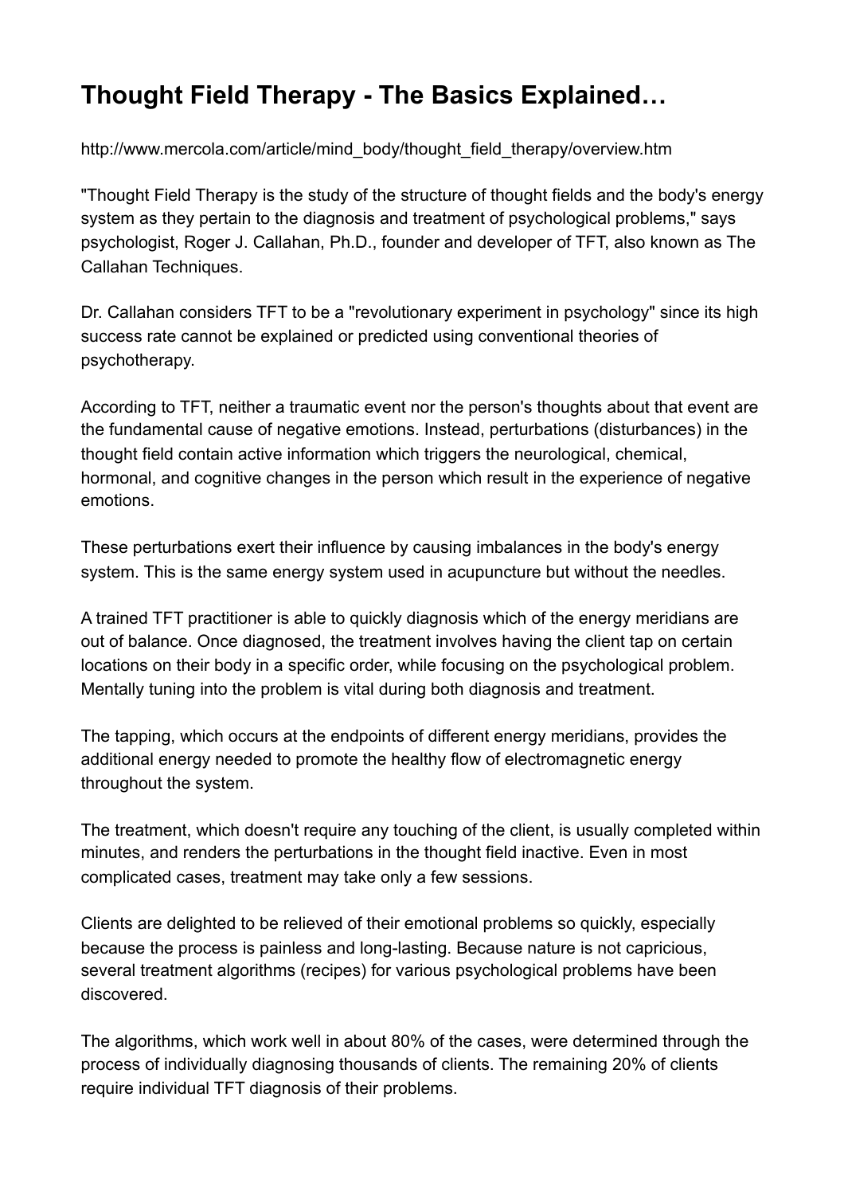# Thought Field Therapy - The Basics Explained…

http://www.mercola.com/article/mind_body/thought_field_therapy/overview.htm

"Thought Field Therapy is the study of the structure of thought fields and the body's energy system as they pertain to the diagnosis and treatment of psychological problems," says psychologist, Roger J. Callahan, Ph.D., founder and developer of TFT, also known as The Callahan Techniques.

Dr. Callahan considers TFT to be a "revolutionary experiment in psychology" since its high success rate cannot be explained or predicted using conventional theories of psychotherapy.

According to TFT, neither a traumatic event nor the person's thoughts about that event are the fundamental cause of negative emotions. Instead, perturbations (disturbances) in the thought field contain active information which triggers the neurological, chemical, hormonal, and cognitive changes in the person which result in the experience of negative emotions.

These perturbations exert their influence by causing imbalances in the body's energy system. This is the same energy system used in acupuncture but without the needles.

A trained TFT practitioner is able to quickly diagnosis which of the energy meridians are out of balance. Once diagnosed, the treatment involves having the client tap on certain locations on their body in a specific order, while focusing on the psychological problem. Mentally tuning into the problem is vital during both diagnosis and treatment.

The tapping, which occurs at the endpoints of different energy meridians, provides the additional energy needed to promote the healthy flow of electromagnetic energy throughout the system.

The treatment, which doesn't require any touching of the client, is usually completed within minutes, and renders the perturbations in the thought field inactive. Even in most complicated cases, treatment may take only a few sessions.

Clients are delighted to be relieved of their emotional problems so quickly, especially because the process is painless and long-lasting. Because nature is not capricious, several treatment algorithms (recipes) for various psychological problems have been discovered.

The algorithms, which work well in about 80% of the cases, were determined through the process of individually diagnosing thousands of clients. The remaining 20% of clients require individual TFT diagnosis of their problems.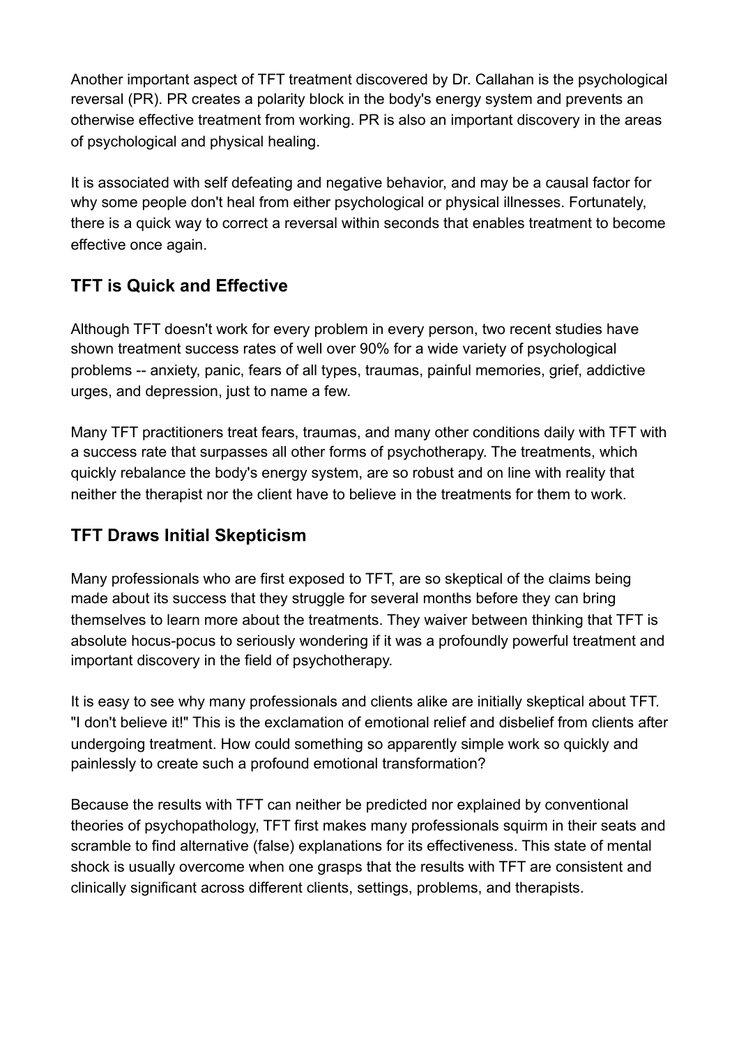Another important aspect of TFT treatment discovered by Dr. Callahan is the psychological reversal (PR). PR creates a polarity block in the body's energy system and prevents an otherwise effective treatment from working. PR is also an important discovery in the areas of psychological and physical healing.

It is associated with self defeating and negative behavior, and may be a causal factor for why some people don't heal from either psychological or physical illnesses. Fortunately, there is a quick way to correct a reversal within seconds that enables treatment to become effective once again.

## TFT is Quick and Effective

Although TFT doesn't work for every problem in every person, two recent studies have shown treatment success rates of well over 90% for a wide variety of psychological problems -- anxiety, panic, fears of all types, traumas, painful memories, grief, addictive urges, and depression, just to name a few.

Many TFT practitioners treat fears, traumas, and many other conditions daily with TFT with a success rate that surpasses all other forms of psychotherapy. The treatments, which quickly rebalance the body's energy system, are so robust and on line with reality that neither the therapist nor the client have to believe in the treatments for them to work.

## TFT Draws Initial Skepticism

Many professionals who are first exposed to TFT, are so skeptical of the claims being made about its success that they struggle for several months before they can bring themselves to learn more about the treatments. They waiver between thinking that TFT is absolute hocus-pocus to seriously wondering if it was a profoundly powerful treatment and important discovery in the field of psychotherapy.

It is easy to see why many professionals and clients alike are initially skeptical about TFT. "I don't believe it!" This is the exclamation of emotional relief and disbelief from clients after undergoing treatment. How could something so apparently simple work so quickly and painlessly to create such a profound emotional transformation?

Because the results with TFT can neither be predicted nor explained by conventional theories of psychopathology, TFT first makes many professionals squirm in their seats and scramble to find alternative (false) explanations for its effectiveness. This state of mental shock is usually overcome when one grasps that the results with TFT are consistent and clinically significant across different clients, settings, problems, and therapists.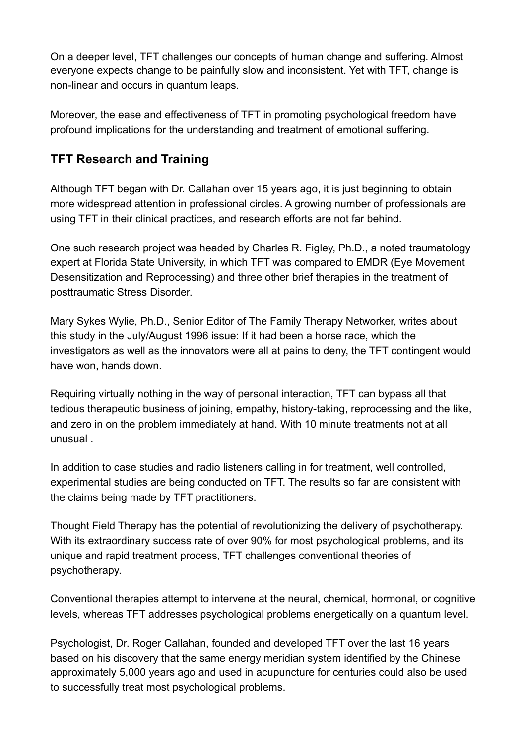On a deeper level, TFT challenges our concepts of human change and suffering. Almost everyone expects change to be painfully slow and inconsistent. Yet with TFT, change is non-linear and occurs in quantum leaps.

Moreover, the ease and effectiveness of TFT in promoting psychological freedom have profound implications for the understanding and treatment of emotional suffering.

### TFT Research and Training

Although TFT began with Dr. Callahan over 15 years ago, it is just beginning to obtain more widespread attention in professional circles. A growing number of professionals are using TFT in their clinical practices, and research efforts are not far behind.

One such research project was headed by Charles R. Figley, Ph.D., a noted traumatology expert at Florida State University, in which TFT was compared to EMDR (Eye Movement Desensitization and Reprocessing) and three other brief therapies in the treatment of posttraumatic Stress Disorder.

Mary Sykes Wylie, Ph.D., Senior Editor of The Family Therapy Networker, writes about this study in the July/August 1996 issue: If it had been a horse race, which the investigators as well as the innovators were all at pains to deny, the TFT contingent would have won, hands down.

Requiring virtually nothing in the way of personal interaction, TFT can bypass all that tedious therapeutic business of joining, empathy, history-taking, reprocessing and the like, and zero in on the problem immediately at hand. With 10 minute treatments not at all unusual .

In addition to case studies and radio listeners calling in for treatment, well controlled, experimental studies are being conducted on TFT. The results so far are consistent with the claims being made by TFT practitioners.

Thought Field Therapy has the potential of revolutionizing the delivery of psychotherapy. With its extraordinary success rate of over 90% for most psychological problems, and its unique and rapid treatment process, TFT challenges conventional theories of psychotherapy.

Conventional therapies attempt to intervene at the neural, chemical, hormonal, or cognitive levels, whereas TFT addresses psychological problems energetically on a quantum level.

Psychologist, Dr. Roger Callahan, founded and developed TFT over the last 16 years based on his discovery that the same energy meridian system identified by the Chinese approximately 5,000 years ago and used in acupuncture for centuries could also be used to successfully treat most psychological problems.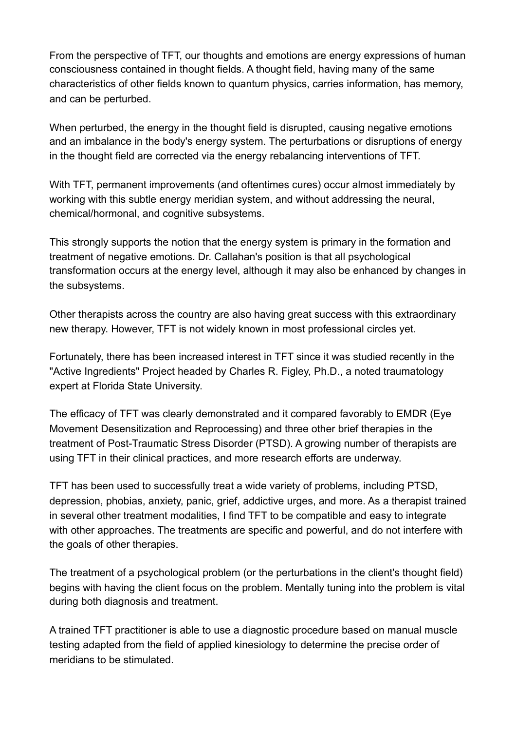From the perspective of TFT, our thoughts and emotions are energy expressions of human consciousness contained in thought fields. A thought field, having many of the same characteristics of other fields known to quantum physics, carries information, has memory, and can be perturbed.

When perturbed, the energy in the thought field is disrupted, causing negative emotions and an imbalance in the body's energy system. The perturbations or disruptions of energy in the thought field are corrected via the energy rebalancing interventions of TFT.

With TFT, permanent improvements (and oftentimes cures) occur almost immediately by working with this subtle energy meridian system, and without addressing the neural, chemical/hormonal, and cognitive subsystems.

This strongly supports the notion that the energy system is primary in the formation and treatment of negative emotions. Dr. Callahan's position is that all psychological transformation occurs at the energy level, although it may also be enhanced by changes in the subsystems.

Other therapists across the country are also having great success with this extraordinary new therapy. However, TFT is not widely known in most professional circles yet.

Fortunately, there has been increased interest in TFT since it was studied recently in the "Active Ingredients" Project headed by Charles R. Figley, Ph.D., a noted traumatology expert at Florida State University.

The efficacy of TFT was clearly demonstrated and it compared favorably to EMDR (Eye Movement Desensitization and Reprocessing) and three other brief therapies in the treatment of Post-Traumatic Stress Disorder (PTSD). A growing number of therapists are using TFT in their clinical practices, and more research efforts are underway.

TFT has been used to successfully treat a wide variety of problems, including PTSD, depression, phobias, anxiety, panic, grief, addictive urges, and more. As a therapist trained in several other treatment modalities, I find TFT to be compatible and easy to integrate with other approaches. The treatments are specific and powerful, and do not interfere with the goals of other therapies.

The treatment of a psychological problem (or the perturbations in the client's thought field) begins with having the client focus on the problem. Mentally tuning into the problem is vital during both diagnosis and treatment.

A trained TFT practitioner is able to use a diagnostic procedure based on manual muscle testing adapted from the field of applied kinesiology to determine the precise order of meridians to be stimulated.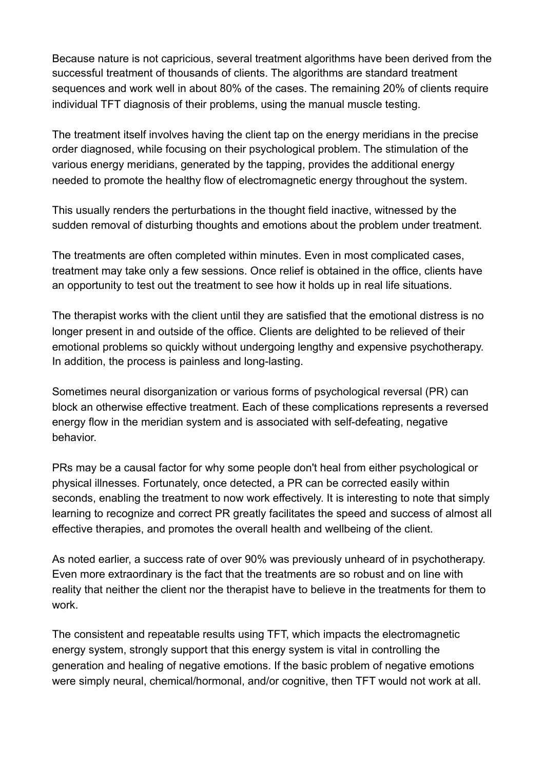Because nature is not capricious, several treatment algorithms have been derived from the successful treatment of thousands of clients. The algorithms are standard treatment sequences and work well in about 80% of the cases. The remaining 20% of clients require individual TFT diagnosis of their problems, using the manual muscle testing.

The treatment itself involves having the client tap on the energy meridians in the precise order diagnosed, while focusing on their psychological problem. The stimulation of the various energy meridians, generated by the tapping, provides the additional energy needed to promote the healthy flow of electromagnetic energy throughout the system.

This usually renders the perturbations in the thought field inactive, witnessed by the sudden removal of disturbing thoughts and emotions about the problem under treatment.

The treatments are often completed within minutes. Even in most complicated cases, treatment may take only a few sessions. Once relief is obtained in the office, clients have an opportunity to test out the treatment to see how it holds up in real life situations.

The therapist works with the client until they are satisfied that the emotional distress is no longer present in and outside of the office. Clients are delighted to be relieved of their emotional problems so quickly without undergoing lengthy and expensive psychotherapy. In addition, the process is painless and long-lasting.

Sometimes neural disorganization or various forms of psychological reversal (PR) can block an otherwise effective treatment. Each of these complications represents a reversed energy flow in the meridian system and is associated with self-defeating, negative behavior.

PRs may be a causal factor for why some people don't heal from either psychological or physical illnesses. Fortunately, once detected, a PR can be corrected easily within seconds, enabling the treatment to now work effectively. It is interesting to note that simply learning to recognize and correct PR greatly facilitates the speed and success of almost all effective therapies, and promotes the overall health and wellbeing of the client.

As noted earlier, a success rate of over 90% was previously unheard of in psychotherapy. Even more extraordinary is the fact that the treatments are so robust and on line with reality that neither the client nor the therapist have to believe in the treatments for them to work.

The consistent and repeatable results using TFT, which impacts the electromagnetic energy system, strongly support that this energy system is vital in controlling the generation and healing of negative emotions. If the basic problem of negative emotions were simply neural, chemical/hormonal, and/or cognitive, then TFT would not work at all.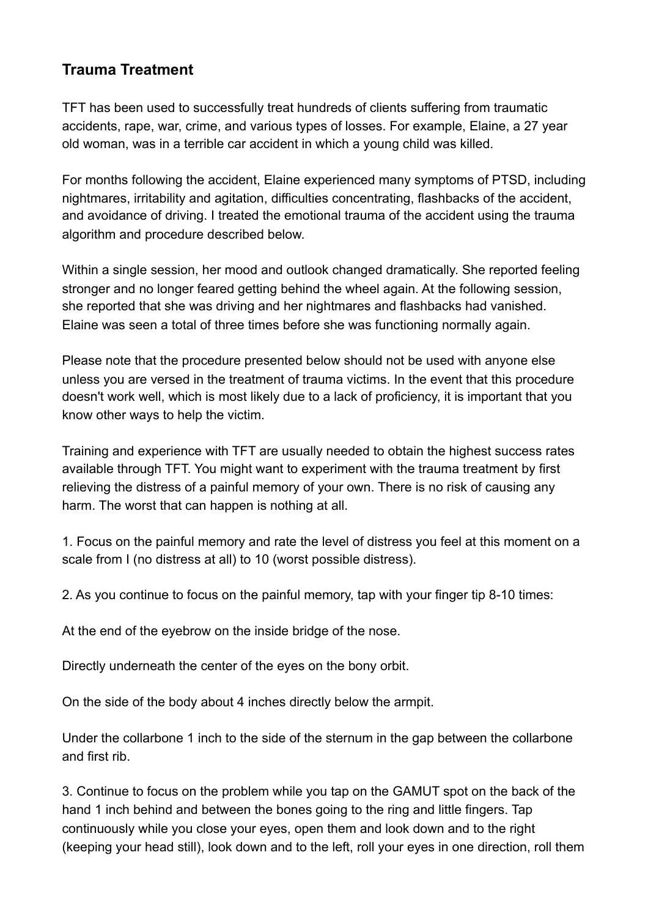## Trauma Treatment

TFT has been used to successfully treat hundreds of clients suffering from traumatic accidents, rape, war, crime, and various types of losses. For example, Elaine, a 27 year old woman, was in a terrible car accident in which a young child was killed.

For months following the accident, Elaine experienced many symptoms of PTSD, including nightmares, irritability and agitation, difficulties concentrating, flashbacks of the accident, and avoidance of driving. I treated the emotional trauma of the accident using the trauma algorithm and procedure described below.

Within a single session, her mood and outlook changed dramatically. She reported feeling stronger and no longer feared getting behind the wheel again. At the following session, she reported that she was driving and her nightmares and flashbacks had vanished. Elaine was seen a total of three times before she was functioning normally again.

Please note that the procedure presented below should not be used with anyone else unless you are versed in the treatment of trauma victims. In the event that this procedure doesn't work well, which is most likely due to a lack of proficiency, it is important that you know other ways to help the victim.

Training and experience with TFT are usually needed to obtain the highest success rates available through TFT. You might want to experiment with the trauma treatment by first relieving the distress of a painful memory of your own. There is no risk of causing any harm. The worst that can happen is nothing at all.

1. Focus on the painful memory and rate the level of distress you feel at this moment on a scale from I (no distress at all) to 10 (worst possible distress).

2. As you continue to focus on the painful memory, tap with your finger tip 8-10 times:

At the end of the eyebrow on the inside bridge of the nose.

Directly underneath the center of the eyes on the bony orbit.

On the side of the body about 4 inches directly below the armpit.

Under the collarbone 1 inch to the side of the sternum in the gap between the collarbone and first rib.

3. Continue to focus on the problem while you tap on the GAMUT spot on the back of the hand 1 inch behind and between the bones going to the ring and little fingers. Tap continuously while you close your eyes, open them and look down and to the right (keeping your head still), look down and to the left, roll your eyes in one direction, roll them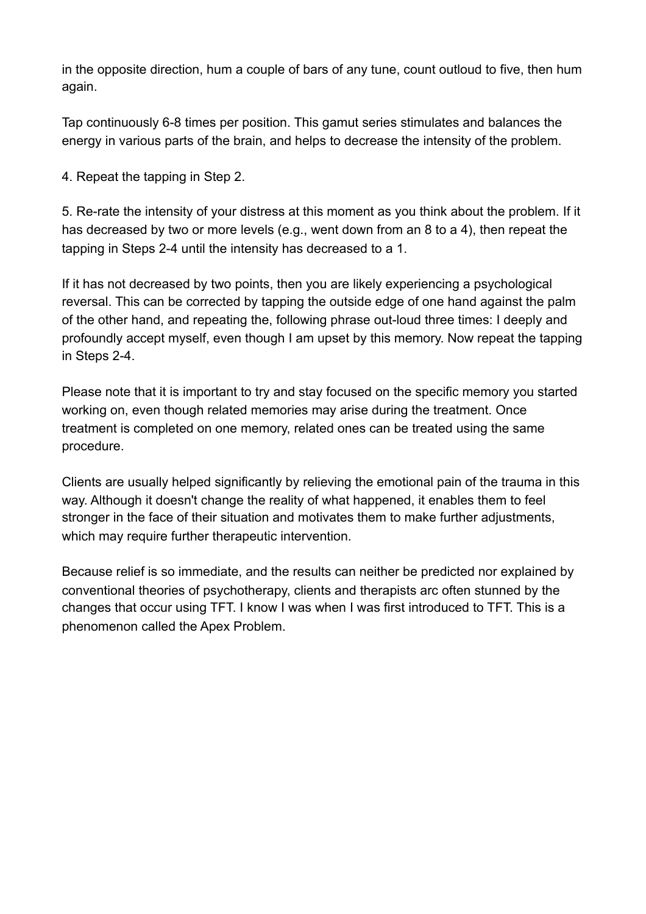in the opposite direction, hum a couple of bars of any tune, count outloud to five, then hum again.

Tap continuously 6-8 times per position. This gamut series stimulates and balances the energy in various parts of the brain, and helps to decrease the intensity of the problem.

4. Repeat the tapping in Step 2.

5. Re-rate the intensity of your distress at this moment as you think about the problem. If it has decreased by two or more levels (e.g., went down from an 8 to a 4), then repeat the tapping in Steps 2-4 until the intensity has decreased to a 1.

If it has not decreased by two points, then you are likely experiencing a psychological reversal. This can be corrected by tapping the outside edge of one hand against the palm of the other hand, and repeating the, following phrase out-loud three times: I deeply and profoundly accept myself, even though I am upset by this memory. Now repeat the tapping in Steps 2-4.

Please note that it is important to try and stay focused on the specific memory you started working on, even though related memories may arise during the treatment. Once treatment is completed on one memory, related ones can be treated using the same procedure.

Clients are usually helped significantly by relieving the emotional pain of the trauma in this way. Although it doesn't change the reality of what happened, it enables them to feel stronger in the face of their situation and motivates them to make further adjustments, which may require further therapeutic intervention.

Because relief is so immediate, and the results can neither be predicted nor explained by conventional theories of psychotherapy, clients and therapists arc often stunned by the changes that occur using TFT. I know I was when I was first introduced to TFT. This is a phenomenon called the Apex Problem.